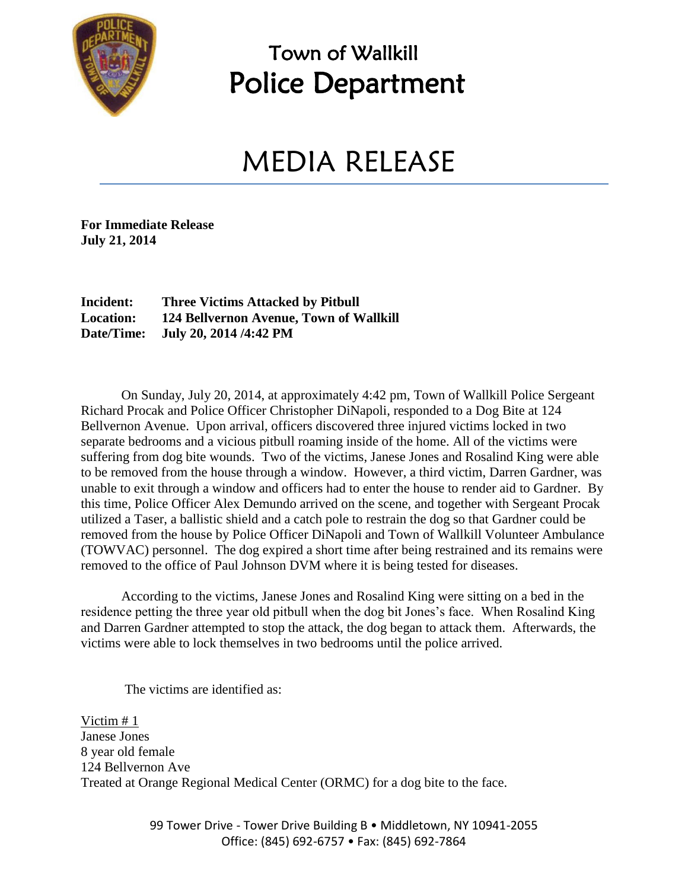# Town of Wallkill
# Police Department

# MEDIA RELEASE

**For Immediate Release**
**July 21, 2014**

**Incident:** **Three Victims Attacked by Pitbull**
**Location:** **124 Bellvernon Avenue, Town of Wallkill**
**Date/Time:** **July 20, 2014 /4:42 PM**

On Sunday, July 20, 2014, at approximately 4:42 pm, Town of Wallkill Police Sergeant Richard Procak and Police Officer Christopher DiNapoli, responded to a Dog Bite at 124 Bellvernon Avenue. Upon arrival, officers discovered three injured victims locked in two separate bedrooms and a vicious pitbull roaming inside of the home. All of the victims were suffering from dog bite wounds. Two of the victims, Janese Jones and Rosalind King were able to be removed from the house through a window. However, a third victim, Darren Gardner, was unable to exit through a window and officers had to enter the house to render aid to Gardner. By this time, Police Officer Alex Demundo arrived on the scene, and together with Sergeant Procak utilized a Taser, a ballistic shield and a catch pole to restrain the dog so that Gardner could be removed from the house by Police Officer DiNapoli and Town of Wallkill Volunteer Ambulance (TOWVAC) personnel. The dog expired a short time after being restrained and its remains were removed to the office of Paul Johnson DVM where it is being tested for diseases.

According to the victims, Janese Jones and Rosalind King were sitting on a bed in the residence petting the three year old pitbull when the dog bit Jones's face. When Rosalind King and Darren Gardner attempted to stop the attack, the dog began to attack them. Afterwards, the victims were able to lock themselves in two bedrooms until the police arrived.

The victims are identified as:

<u>Victim # 1</u>
Janese Jones
8 year old female
124 Bellvernon Ave
Treated at Orange Regional Medical Center (ORMC) for a dog bite to the face.

99 Tower Drive - Tower Drive Building B • Middletown, NY 10941-2055
Office: (845) 692-6757 • Fax: (845) 692-7864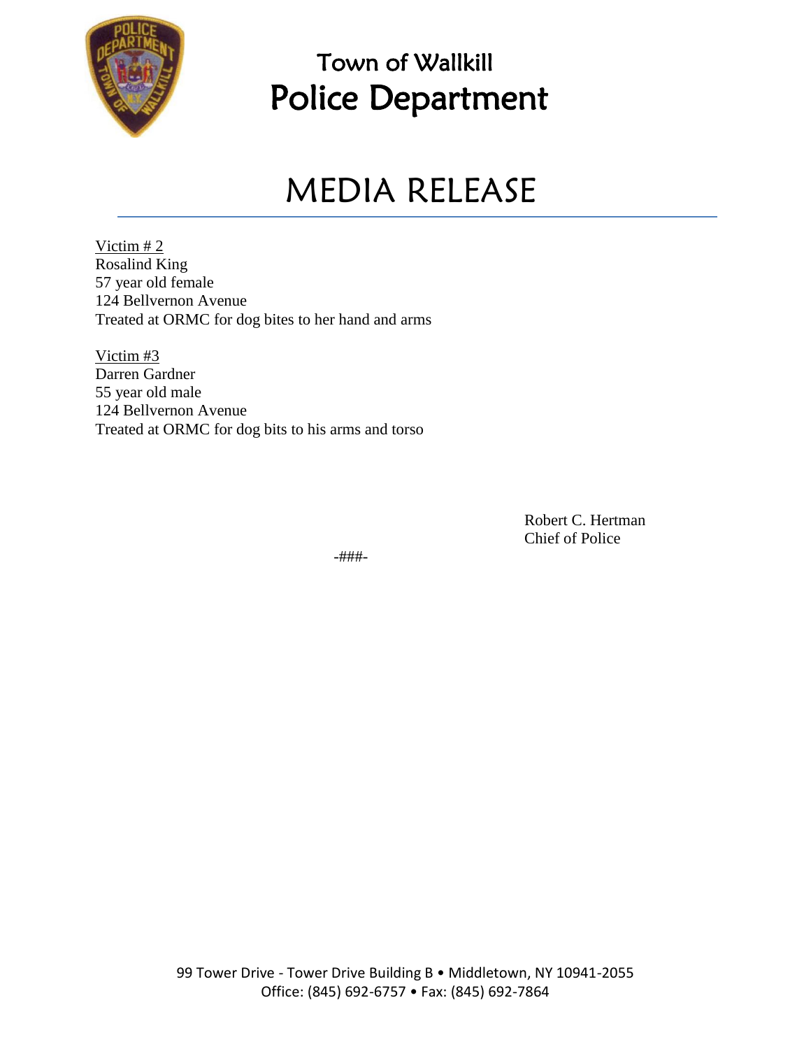# Town of Wallkill
# Police Department

# MEDIA RELEASE

Victim # 2
Rosalind King
57 year old female
124 Bellvernon Avenue
Treated at ORMC for dog bites to her hand and arms

Victim #3
Darren Gardner
55 year old male
124 Bellvernon Avenue
Treated at ORMC for dog bits to his arms and torso

Robert C. Hertman
Chief of Police

-###-

99 Tower Drive - Tower Drive Building B • Middletown, NY 10941-2055
Office: (845) 692-6757 • Fax: (845) 692-7864